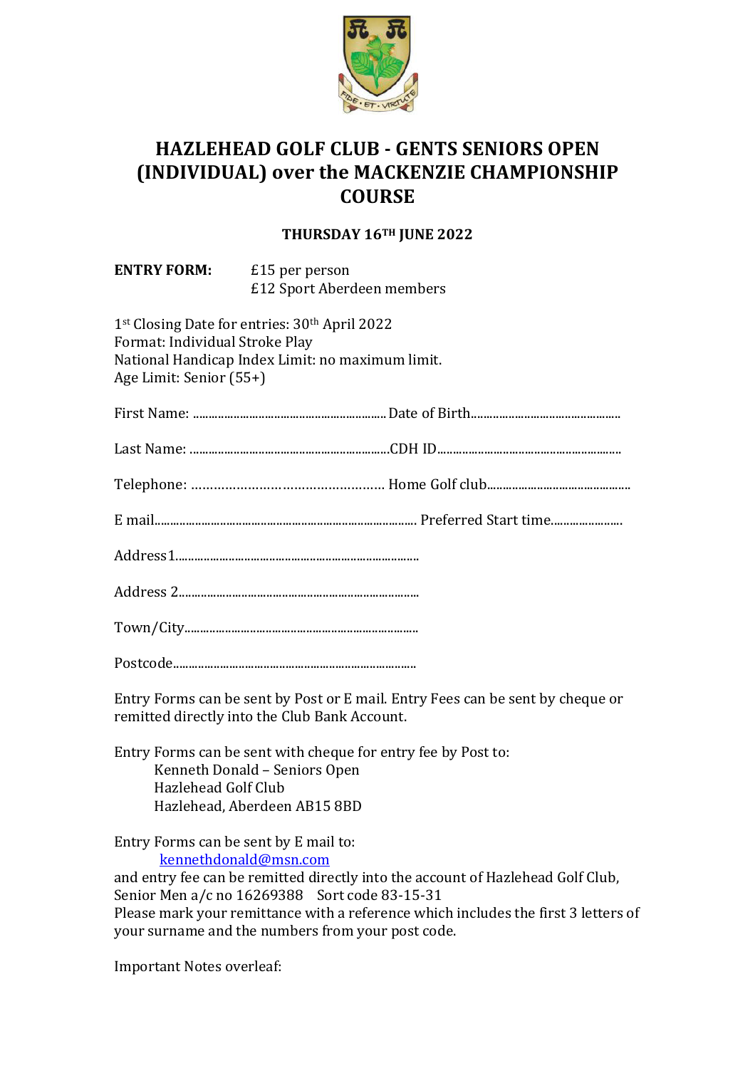# HAZLEHEAD GOLF CLUB - GENTS SENIORS OPEN (INDIVIDUAL) over the MACKENZIE CHAMPIONSHIP COURSE

**THURSDAY 16TH JUNE 2022**

**ENTRY FORM:** £15 per person
£12 Sport Aberdeen members

1st Closing Date for entries: 30th April 2022
Format: Individual Stroke Play
National Handicap Index Limit: no maximum limit.
Age Limit: Senior (55+)

First Name: ............................................................ Date of Birth...............................................

Last Name: ..............................................................CDH ID..........................................................

Telephone: …………………………………………. Home Golf club...........................................

E mail...................................................................................... Preferred Start time......................

Address1...............................................................................

Address 2..............................................................................

Town/City.............................................................................

Postcode...............................................................................

Entry Forms can be sent by Post or E mail. Entry Fees can be sent by cheque or remitted directly into the Club Bank Account.

Entry Forms can be sent with cheque for entry fee by Post to:
Kenneth Donald – Seniors Open
Hazlehead Golf Club
Hazlehead, Aberdeen AB15 8BD

Entry Forms can be sent by E mail to:
kennethdonald@msn.com
and entry fee can be remitted directly into the account of Hazlehead Golf Club, Senior Men a/c no 16269388 Sort code 83-15-31
Please mark your remittance with a reference which includes the first 3 letters of your surname and the numbers from your post code.

Important Notes overleaf: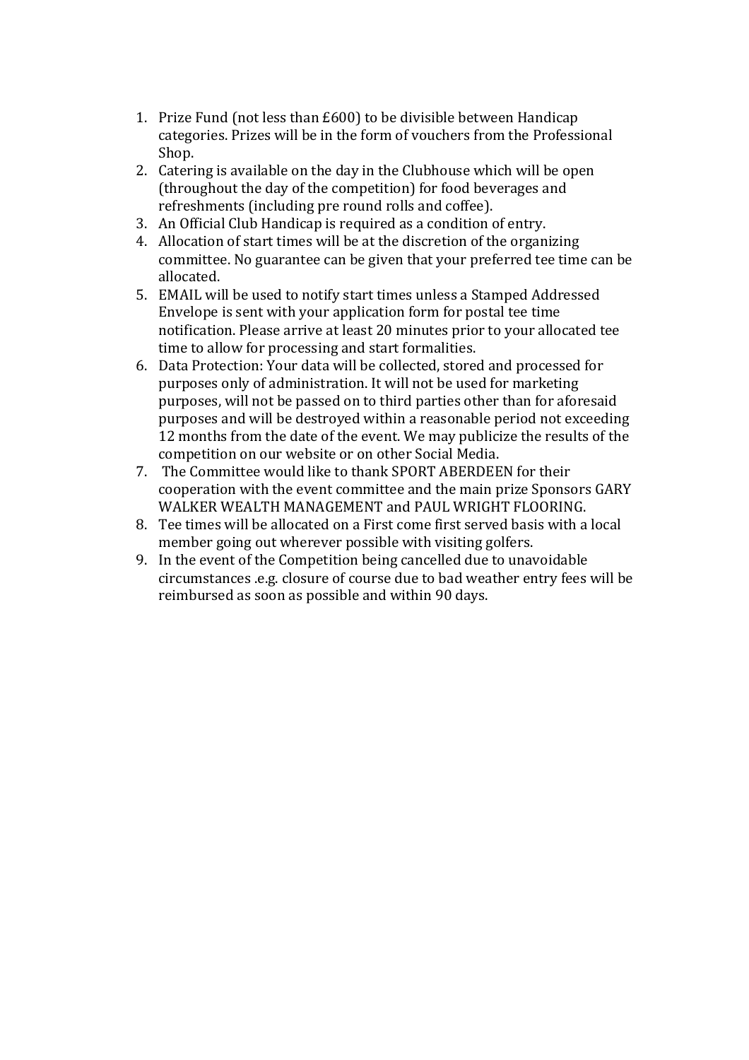1. Prize Fund (not less than £600) to be divisible between Handicap categories. Prizes will be in the form of vouchers from the Professional Shop.
2. Catering is available on the day in the Clubhouse which will be open (throughout the day of the competition) for food beverages and refreshments (including pre round rolls and coffee).
3. An Official Club Handicap is required as a condition of entry.
4. Allocation of start times will be at the discretion of the organizing committee. No guarantee can be given that your preferred tee time can be allocated.
5. EMAIL will be used to notify start times unless a Stamped Addressed Envelope is sent with your application form for postal tee time notification. Please arrive at least 20 minutes prior to your allocated tee time to allow for processing and start formalities.
6. Data Protection: Your data will be collected, stored and processed for purposes only of administration. It will not be used for marketing purposes, will not be passed on to third parties other than for aforesaid purposes and will be destroyed within a reasonable period not exceeding 12 months from the date of the event. We may publicize the results of the competition on our website or on other Social Media.
7. The Committee would like to thank SPORT ABERDEEN for their cooperation with the event committee and the main prize Sponsors GARY WALKER WEALTH MANAGEMENT and PAUL WRIGHT FLOORING.
8. Tee times will be allocated on a First come first served basis with a local member going out wherever possible with visiting golfers.
9. In the event of the Competition being cancelled due to unavoidable circumstances .e.g. closure of course due to bad weather entry fees will be reimbursed as soon as possible and within 90 days.